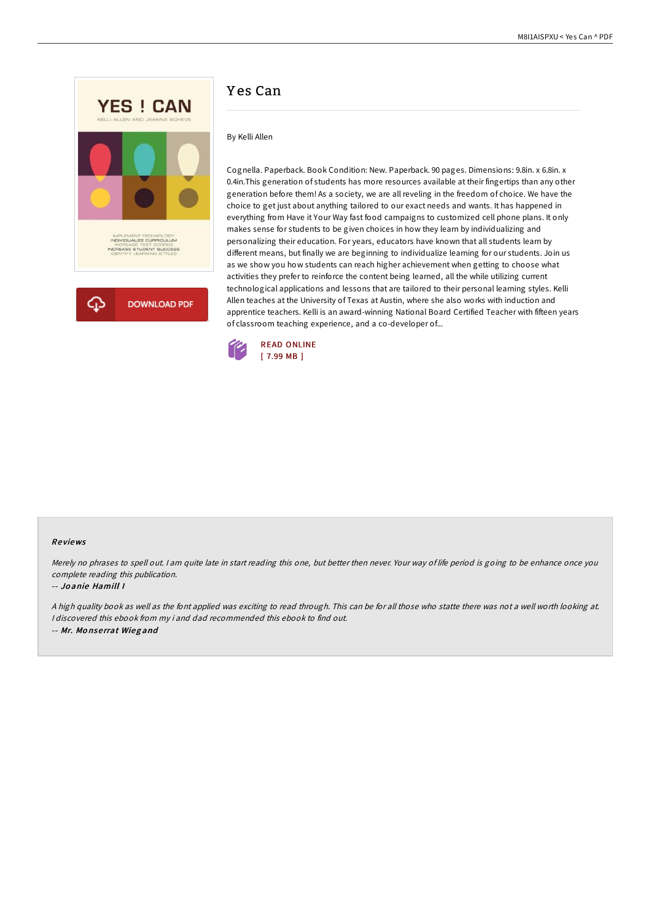# Yes Can

By Kelli Allen

Cognella. Paperback. Book Condition: New. Paperback. 90 pages. Dimensions: 9.8in. x 6.8in. x 0.4in.This generation of students has more resources available at their fingertips than any other generation before them! As a society, we are all reveling in the freedom of choice. We have the choice to get just about anything tailored to our exact needs and wants. It has happened in everything from Have it Your Way fast food campaigns to customized cell phone plans. It only makes sense for students to be given choices in how they learn by individualizing and personalizing their education. For years, educators have known that all students learn by different means, but finally we are beginning to individualize learning for our students. Join us as we show you how students can reach higher achievement when getting to choose what activities they prefer to reinforce the content being learned, all the while utilizing current technological applications and lessons that are tailored to their personal learning styles. Kelli Allen teaches at the University of Texas at Austin, where she also works with induction and apprentice teachers. Kelli is an award-winning National Board Certified Teacher with fifteen years of classroom teaching experience, and a co-developer of...

READ ONLINE
[ 7.99 MB ]

## Reviews

*Merely no phrases to spell out. I am quite late in start reading this one, but better then never. Your way of life period is going to be enhance once you complete reading this publication.*

*-- Joanie Hamill I*

*A high quality book as well as the font applied was exciting to read through. This can be for all those who statte there was not a well worth looking at. I discovered this ebook from my i and dad recommended this ebook to find out.*

*-- Mr. Monserrat Wiegand*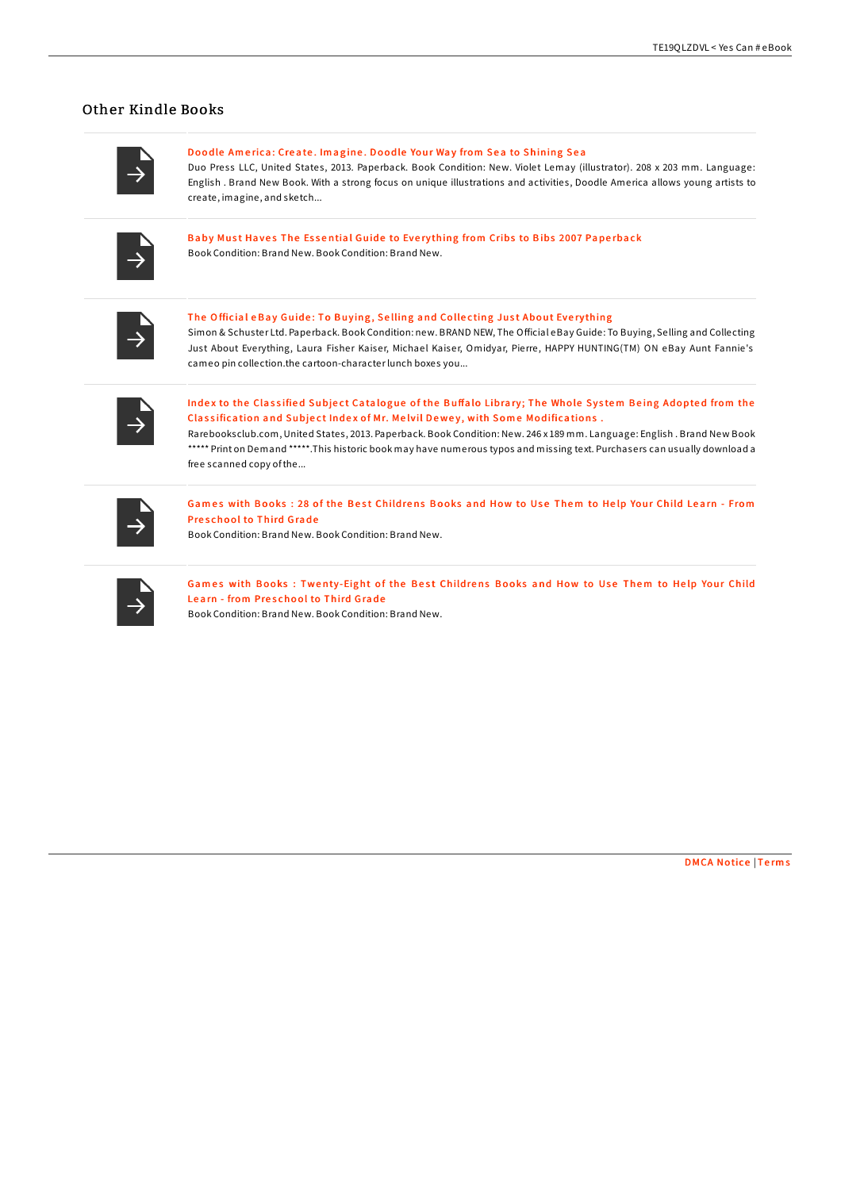## Other Kindle Books

**Doodle America: Create. Imagine. Doodle Your Way from Sea to Shining Sea**

Duo Press LLC, United States, 2013. Paperback. Book Condition: New. Violet Lemay (illustrator). 208 x 203 mm. Language: English . Brand New Book. With a strong focus on unique illustrations and activities, Doodle America allows young artists to create, imagine, and sketch...

**Baby Must Haves The Essential Guide to Everything from Cribs to Bibs 2007 Paperback**

Book Condition: Brand New. Book Condition: Brand New.

**The Official eBay Guide: To Buying, Selling and Collecting Just About Everything**

Simon & Schuster Ltd. Paperback. Book Condition: new. BRAND NEW, The Official eBay Guide: To Buying, Selling and Collecting Just About Everything, Laura Fisher Kaiser, Michael Kaiser, Omidyar, Pierre, HAPPY HUNTING(TM) ON eBay Aunt Fannie's cameo pin collection.the cartoon-character lunch boxes you...

**Index to the Classified Subject Catalogue of the Buffalo Library; The Whole System Being Adopted from the Classification and Subject Index of Mr. Melvil Dewey, with Some Modifications .**

Rarebooksclub.com, United States, 2013. Paperback. Book Condition: New. 246 x 189 mm. Language: English . Brand New Book ***** Print on Demand *****.This historic book may have numerous typos and missing text. Purchasers can usually download a free scanned copy of the...

**Games with Books : 28 of the Best Childrens Books and How to Use Them to Help Your Child Learn - From Preschool to Third Grade**

Book Condition: Brand New. Book Condition: Brand New.

**Games with Books : Twenty-Eight of the Best Childrens Books and How to Use Them to Help Your Child Learn - from Preschool to Third Grade**

Book Condition: Brand New. Book Condition: Brand New.